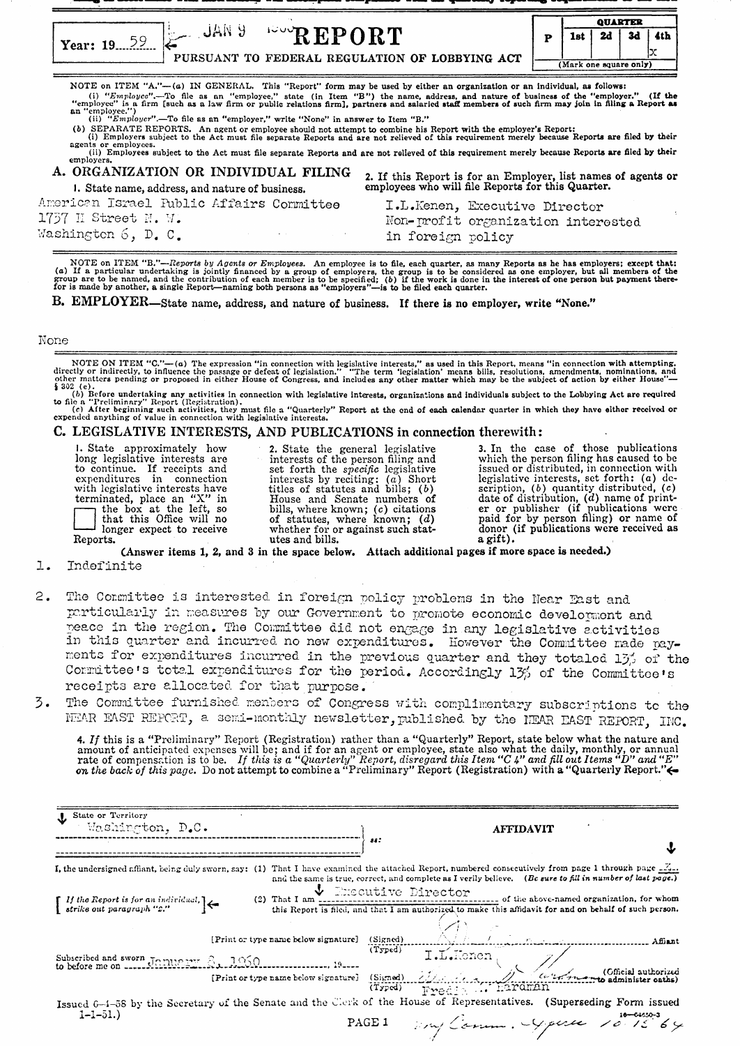Year: 19 59 — JAN 9 1960

# REPORT

PURSUANT TO FEDERAL REGULATION OF LOBBYING ACT

| P | QUARTER | | | |
|---|---|---|---|---|
| | 1st | 2d | 3d | 4th |
| | | | | x |

(Mark one square only)

NOTE on ITEM "A."—(a) IN GENERAL. This "Report" form may be used by either an organization or an individual, as follows:
(i) "Employee".—To file as an "employee," state (in Item "B") the name, address, and nature of business of the "employer." (If the "employee" is a firm [such as a law firm or public relations firm], partners and salaried staff members of such firm may join in filing a Report as an "employee.")
(ii) "Employer".—To file as an "employer," write "None" in answer to Item "B."
(b) SEPARATE REPORTS. An agent or employee should not attempt to combine his Report with the employer's Report:
(i) Employers subject to the Act must file separate Reports and are not relieved of this requirement merely because Reports are filed by their agents or employees.
(ii) Employees subject to the Act must file separate Reports and are not relieved of this requirement merely because Reports are filed by their employers.

## A. ORGANIZATION OR INDIVIDUAL FILING

1. State name, address, and nature of business.

American Israel Public Affairs Committee
1737 H Street N. W.
Washington 6, D. C.

2. If this Report is for an Employer, list names of agents or employees who will file Reports for this Quarter.

I.L.Kenen, Executive Director
Non-profit organization interested in foreign policy

NOTE on ITEM "B."—Reports by Agents or Employees. An employee is to file, each quarter, as many Reports as he has employers; except that: (a) If a particular undertaking is jointly financed by a group of employers, the group is to be considered as one employer, but all members of the group are to be named, and the contribution of each member is to be specified; (b) if the work is done in the interest of one person but payment therefor is made by another, a single Report—naming both persons as "employers"—is to be filed each quarter.

## B. EMPLOYER—State name, address, and nature of business. If there is no employer, write "None."

None

NOTE ON ITEM "C."—(a) The expression "in connection with legislative interests," as used in this Report, means "in connection with attempting, directly or indirectly, to influence the passage or defeat of legislation." "The term 'legislation' means bills, resolutions, amendments, nominations, and other matters pending or proposed in either House of Congress, and includes any other matter which may be the subject of action by either House"—§ 302 (e).
(b) Before undertaking any activities in connection with legislative interests, organizations and individuals subject to the Lobbying Act are required to file a "Preliminary" Report (Registration).
(c) After beginning such activities, they must file a "Quarterly" Report at the end of each calendar quarter in which they have either received or expended anything of value in connection with legislative interests.

## C. LEGISLATIVE INTERESTS, AND PUBLICATIONS in connection therewith:

1. State approximately how long legislative interests are to continue. If receipts and expenditures in connection with legislative interests have terminated, place an "X" in the box at the left, so that this Office will no longer expect to receive Reports.

2. State the general legislative interests of the person filing and set forth the *specific* legislative interests by reciting: (a) Short titles of statutes and bills; (b) House and Senate numbers of bills, where known; (c) citations of statutes, where known; (d) whether for or against such statutes and bills.

3. In the case of those publications which the person filing has caused to be issued or distributed, in connection with legislative interests, set forth: (a) description, (b) quantity distributed, (c) date of distribution, (d) name of printer or publisher (if publications were paid for by person filing) or name of donor (if publications were received as a gift).

(Answer items 1, 2, and 3 in the space below. Attach additional pages if more space is needed.)

1. Indefinite

2. The Committee is interested in foreign policy problems in the Near East and particularly in measures by our Government to promote economic development and peace in the region. The Committee did not engage in any legislative activities in this quarter and incurred no new expenditures. However the Committee made payments for expenditures incurred in the previous quarter and they totaled 13% of the Committee's total expenditures for the period. Accordingly 13% of the Committee's receipts are allocated for that purpose.

3. The Committee furnished members of Congress with complimentary subscriptions to the NEAR EAST REPORT, a semi-monthly newsletter, published by the NEAR EAST REPORT, INC.

4. *If* this is a "Preliminary" Report (Registration) rather than a "Quarterly" Report, state below what the nature and amount of anticipated expenses will be; and if for an agent or employee, state also what the daily, monthly, or annual rate of compensation is to be. *If this is a "Quarterly" Report, disregard this Item "C 4" and fill out Items "D" and "E" on the back of this page.* Do not attempt to combine a "Preliminary" Report (Registration) with a "Quarterly Report."

State or Territory: Washington, D.C. ss:

**AFFIDAVIT**

I, the undersigned affiant, being duly sworn, say: (1) That I have examined the attached Report, numbered consecutively from page 1 through page 3, and the same is true, correct, and complete as I verily believe. (*Be sure to fill in number of last page.*)

[ *If the Report is for an individual, strike out paragraph "2."* ] (2) That I am Executive Director of the above-named organization, for whom this Report is filed, and that I am authorized to make this affidavit for and on behalf of such person.

[Print or type name below signature] (Signed) [signature] Affiant
(Typed) I.L.Kenen

Subscribed and sworn to before me on January 8, 1960, 19___

[Print or type name below signature] (Signed) [signature] (Official authorized to administer oaths)
(Typed) Freda ... Hardman

Issued 6-1-58 by the Secretary of the Senate and the Clerk of the House of Representatives. (Superseding Form issued 1-1-51.)

My Comm. Expires 10-15-64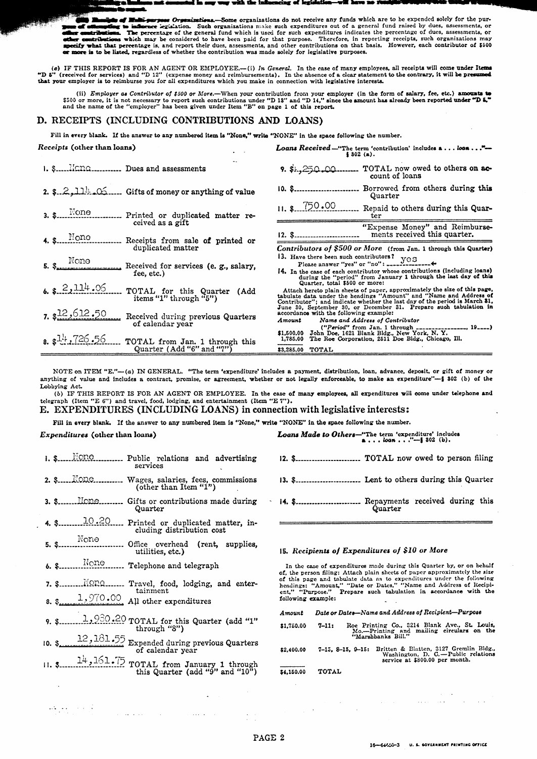...a business not connected in any way with the influencing of legislation—will have no receipts to report...

**Receipts of Multi-purpose Organizations.**—Some organizations do not receive any funds which are to be expended solely for the purpose of attempting to influence legislation. Such organizations make such expenditures out of a general fund raised by dues, assessments, or other contributions. The percentage of the general fund which is used for such expenditures indicates the percentage of dues, assessments, or other contributions which may be considered to have been paid for that purpose. Therefore, in reporting receipts, such organizations may specify what that percentage is, and report their dues, assessments, and other contributions on that basis. However, each contributor of $500 or more is to be listed, regardless of whether the contribution was made solely for legislative purposes.

(c) IF THIS REPORT IS FOR AN AGENT OR EMPLOYEE.—(i) *In General.* In the case of many employees, all receipts will come under Items "D 5" (received for services) and "D 12" (expense money and reimbursements). In the absence of a clear statement to the contrary, it will be presumed that your employer is to reimburse you for all expenditures which you make in connection with legislative interests.

(ii) *Employer as Contributor of $500 or More.*—When your contribution from your employer (in the form of salary, fee, etc.) amounts to $500 or more, it is not necessary to report such contributions under "D 13" and "D 14," since the amount has already been reported under "D 5," and the name of the "employer" has been given under Item "B" on page 1 of this report.

## D. RECEIPTS (INCLUDING CONTRIBUTIONS AND LOANS)

Fill in every blank. If the answer to any numbered item is "None," write "NONE" in the space following the number.

*Receipts* (other than loans)

1. $ None — Dues and assessments
2. $ 2,114.06 — Gifts of money or anything of value
3. $ None — Printed or duplicated matter received as a gift
4. $ None — Receipts from sale of printed or duplicated matter
5. $ None — Received for services (e. g., salary, fee, etc.)
6. $ 2,114.06 — TOTAL for this Quarter (Add items "1" through "5")
7. $ 12,612.50 — Received during previous Quarters of calendar year
8. $ 14,726.56 — TOTAL from Jan. 1 through this Quarter (Add "6" and "7")

*Loans Received*—"The term 'contribution' includes a . . . loan . . ."—§ 302 (a).

9. $ 1,250.00 — TOTAL now owed to others on account of loans
10. $ ______ — Borrowed from others during this Quarter
11. $ 750.00 — Repaid to others during this Quarter
12. $ ______ — "Expense Money" and Reimbursements received this quarter.

*Contributors of $500 or More* (from Jan. 1 through this Quarter)

13. Have there been such contributors? Please answer "yes" or "no": yes
14. In the case of each contributor whose contributions (including loans) during the "period" from January 1 through the last day of this Quarter, total $500 or more:

Attach hereto plain sheets of paper, approximately the size of this page, tabulate data under the headings "Amount" and "Name and Address of Contributor"; and indicate whether the last day of the period is March 31, June 30, September 30, or December 31. Prepare such tabulation in accordance with the following example:

| Amount | Name and Address of Contributor ("Period" from Jan. 1 through ______, 19__) |
|---|---|
| $1,500.00 | John Doe, 1621 Blank Bldg., New York, N. Y. |
| 1,785.00 | The Roe Corporation, 2511 Doe Bldg., Chicago, Ill. |
| $3,285.00 | TOTAL |

NOTE on ITEM "E."—(a) IN GENERAL. "The term 'expenditure' includes a payment, distribution, loan, advance, deposit, or gift of money or anything of value and includes a contract, promise, or agreement, whether or not legally enforceable, to make an expenditure"—§ 302 (b) of the Lobbying Act.

(b) IF THIS REPORT IS FOR AN AGENT OR EMPLOYEE. In the case of many employees, all expenditures will come under telephone and telegraph (Item "E 6") and travel, food, lodging, and entertainment (Item "E 7").

## E. EXPENDITURES (INCLUDING LOANS) in connection with legislative interests:

Fill in every blank. If the answer to any numbered item is "None," write "NONE" in the space following the number.

*Expenditures* (other than loans)

1. $ None — Public relations and advertising services
2. $ None — Wages, salaries, fees, commissions (other than Item "1")
3. $ None — Gifts or contributions made during Quarter
4. $ 10.20 — Printed or duplicated matter, including distribution cost
5. $ None — Office overhead (rent, supplies, utilities, etc.)
6. $ None — Telephone and telegraph
7. $ None — Travel, food, lodging, and entertainment
8. $ 1,970.00 — All other expenditures
9. $ 1,980.20 — TOTAL for this Quarter (add "1" through "8")
10. $ 12,181.55 — Expended during previous Quarters of calendar year
11. $ 14,161.75 — TOTAL from January 1 through this Quarter (add "9" and "10")

*Loans Made to Others*—"The term 'expenditure' includes a . . . loan . . ."—§ 302 (b).

12. $ ______ — TOTAL now owed to person filing
13. $ ______ — Lent to others during this Quarter
14. $ ______ — Repayments received during this Quarter

15. *Recipients of Expenditures of $10 or More*

In the case of expenditures made during this Quarter by, or on behalf of, the person filing: Attach plain sheets of paper approximately the size of this page and tabulate data as to expenditures under the following headings: "Amount," "Date or Dates," "Name and Address of Recipient," "Purpose." Prepare such tabulation in accordance with the following example:

| Amount | Date or Dates—Name and Address of Recipient—Purpose |
|---|---|
| $1,750.00 | 7-11: Roe Printing Co., 3214 Blank Ave., St. Louis, Mo.—Printing and mailing circulars on the "Marshbanks Bill." |
| $2,400.00 | 7-15, 8-15, 9-15: Britten & Blatten, 3127 Gremlin Bldg., Washington, D. C.—Public relations service at $800.00 per month. |
| $4,150.00 | TOTAL |

16—64660-3 U. S. GOVERNMENT PRINTING OFFICE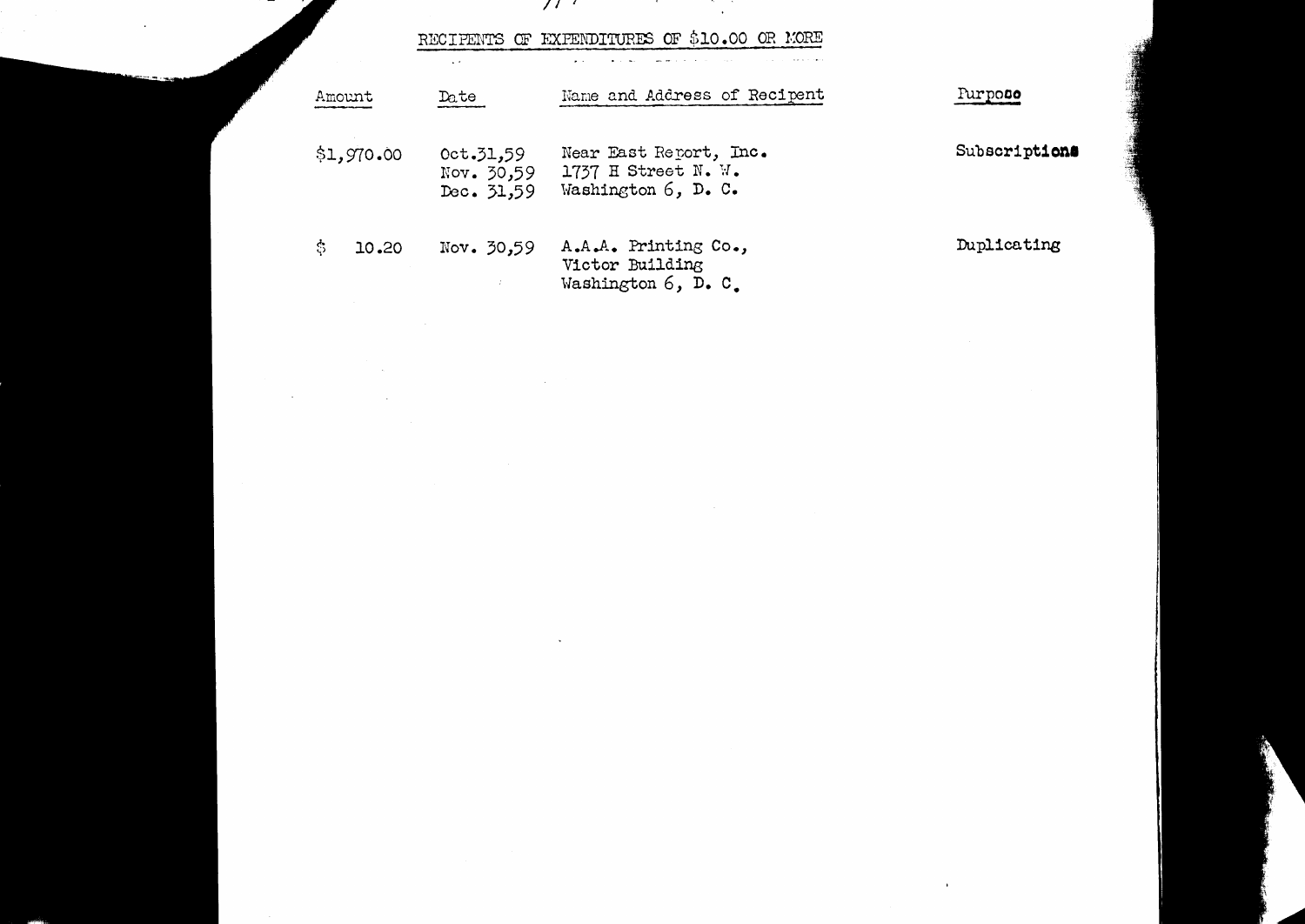RECIPIENTS OF EXPENDITURES OF $10.00 OR MORE

| Amount | Date | Name and Address of Recipent | Purpose |
|---|---|---|---|
| $1,970.00 | Oct.31,59<br>Nov. 30,59<br>Dec. 31,59 | Near East Report, Inc.<br>1737 H Street N. W.<br>Washington 6, D. C. | Subscriptions |
| $ 10.20 | Nov. 30,59 | A.A.A. Printing Co.,<br>Victor Building<br>Washington 6, D. C. | Duplicating |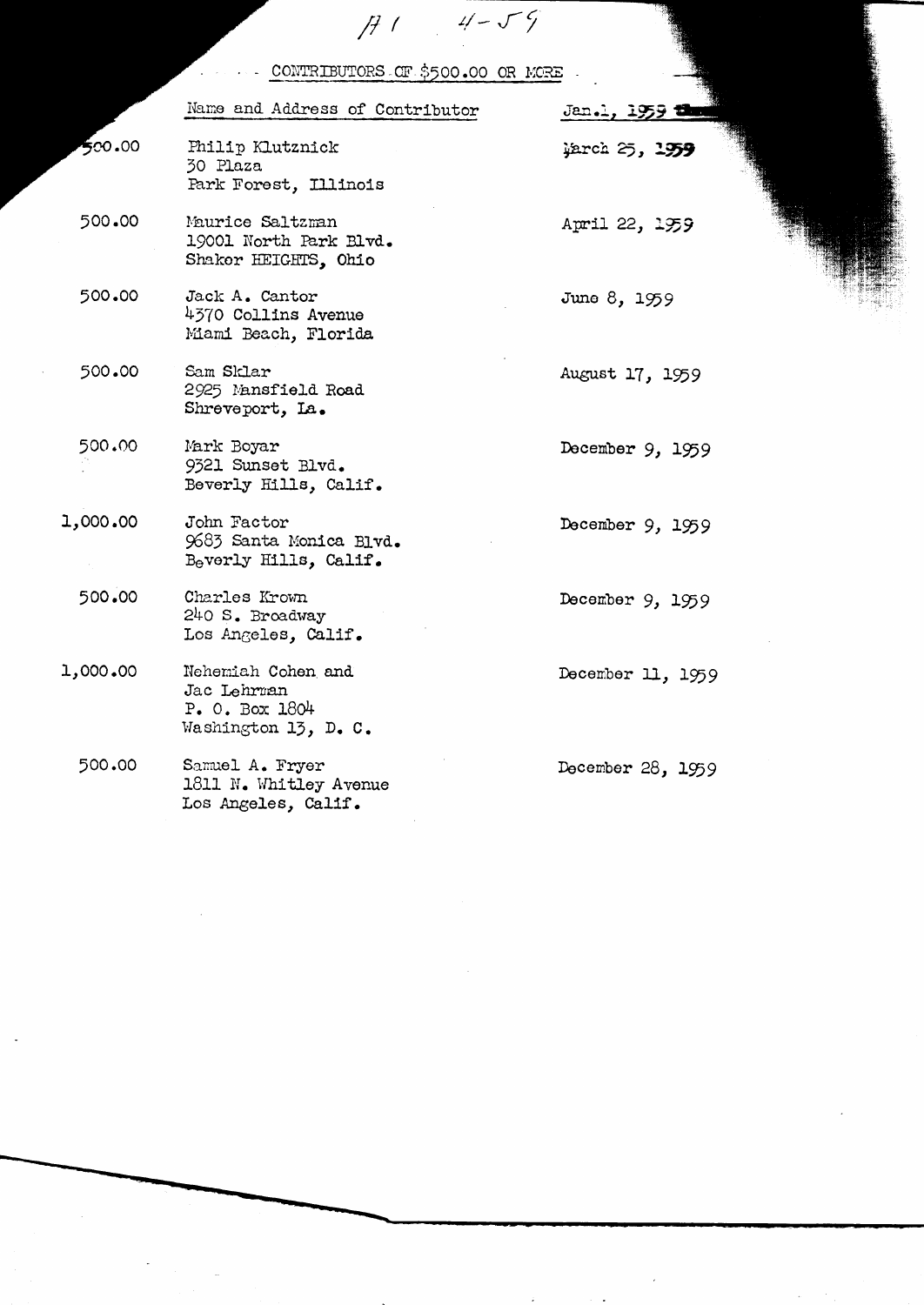A1 4-59

## CONTRIBUTORS OF $500.00 OR MORE

| | Name and Address of Contributor | Jan.1, 1959 |
|---|---|---|
| 500.00 | Philip Klutznick<br>30 Plaza<br>Park Forest, Illinois | March 25, 1959 |
| 500.00 | Maurice Saltzman<br>19001 North Park Blvd.<br>Shaker HEIGHTS, Ohio | April 22, 1959 |
| 500.00 | Jack A. Cantor<br>4370 Collins Avenue<br>Miami Beach, Florida | June 8, 1959 |
| 500.00 | Sam Sklar<br>2925 Mansfield Road<br>Shreveport, La. | August 17, 1959 |
| 500.00 | Mark Boyar<br>9321 Sunset Blvd.<br>Beverly Hills, Calif. | December 9, 1959 |
| 1,000.00 | John Factor<br>9683 Santa Monica Blvd.<br>Beverly Hills, Calif. | December 9, 1959 |
| 500.00 | Charles Krown<br>240 S. Broadway<br>Los Angeles, Calif. | December 9, 1959 |
| 1,000.00 | Nehemiah Cohen and<br>Jac Lehrman<br>P. O. Box 1804<br>Washington 13, D. C. | December 11, 1959 |
| 500.00 | Samuel A. Fryer<br>1811 N. Whitley Avenue<br>Los Angeles, Calif. | December 28, 1959 |